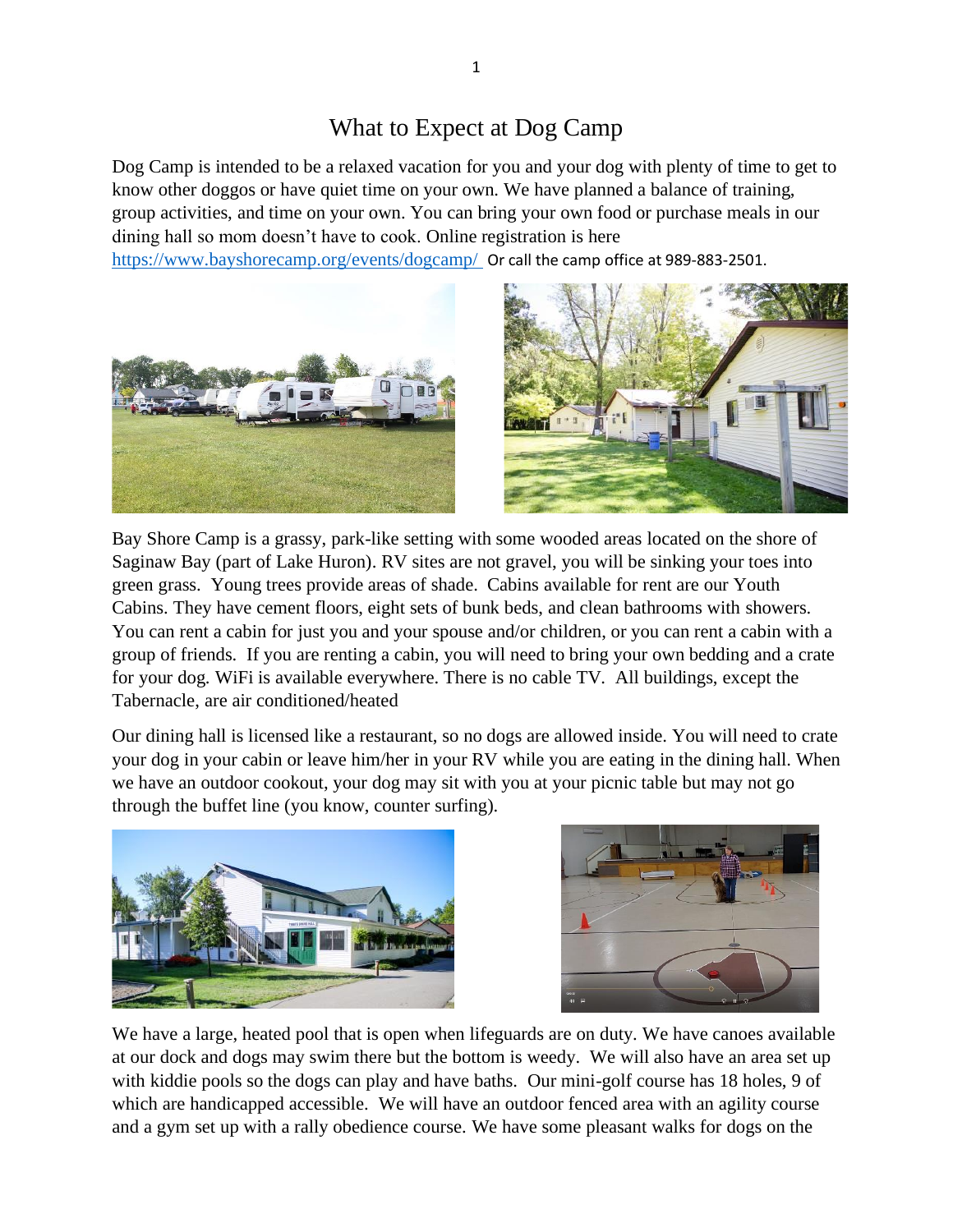# What to Expect at Dog Camp

Dog Camp is intended to be a relaxed vacation for you and your dog with plenty of time to get to know other doggos or have quiet time on your own. We have planned a balance of training, group activities, and time on your own. You can bring your own food or purchase meals in our dining hall so mom doesn't have to cook. Online registration is here https://www.bayshorecamp.org/events/dogcamp/ Or call the camp office at 989-883-2501.

Bay Shore Camp is a grassy, park-like setting with some wooded areas located on the shore of Saginaw Bay (part of Lake Huron). RV sites are not gravel, you will be sinking your toes into green grass. Young trees provide areas of shade. Cabins available for rent are our Youth Cabins. They have cement floors, eight sets of bunk beds, and clean bathrooms with showers. You can rent a cabin for just you and your spouse and/or children, or you can rent a cabin with a group of friends. If you are renting a cabin, you will need to bring your own bedding and a crate for your dog. WiFi is available everywhere. There is no cable TV. All buildings, except the Tabernacle, are air conditioned/heated

Our dining hall is licensed like a restaurant, so no dogs are allowed inside. You will need to crate your dog in your cabin or leave him/her in your RV while you are eating in the dining hall. When we have an outdoor cookout, your dog may sit with you at your picnic table but may not go through the buffet line (you know, counter surfing).

We have a large, heated pool that is open when lifeguards are on duty. We have canoes available at our dock and dogs may swim there but the bottom is weedy. We will also have an area set up with kiddie pools so the dogs can play and have baths. Our mini-golf course has 18 holes, 9 of which are handicapped accessible. We will have an outdoor fenced area with an agility course and a gym set up with a rally obedience course. We have some pleasant walks for dogs on the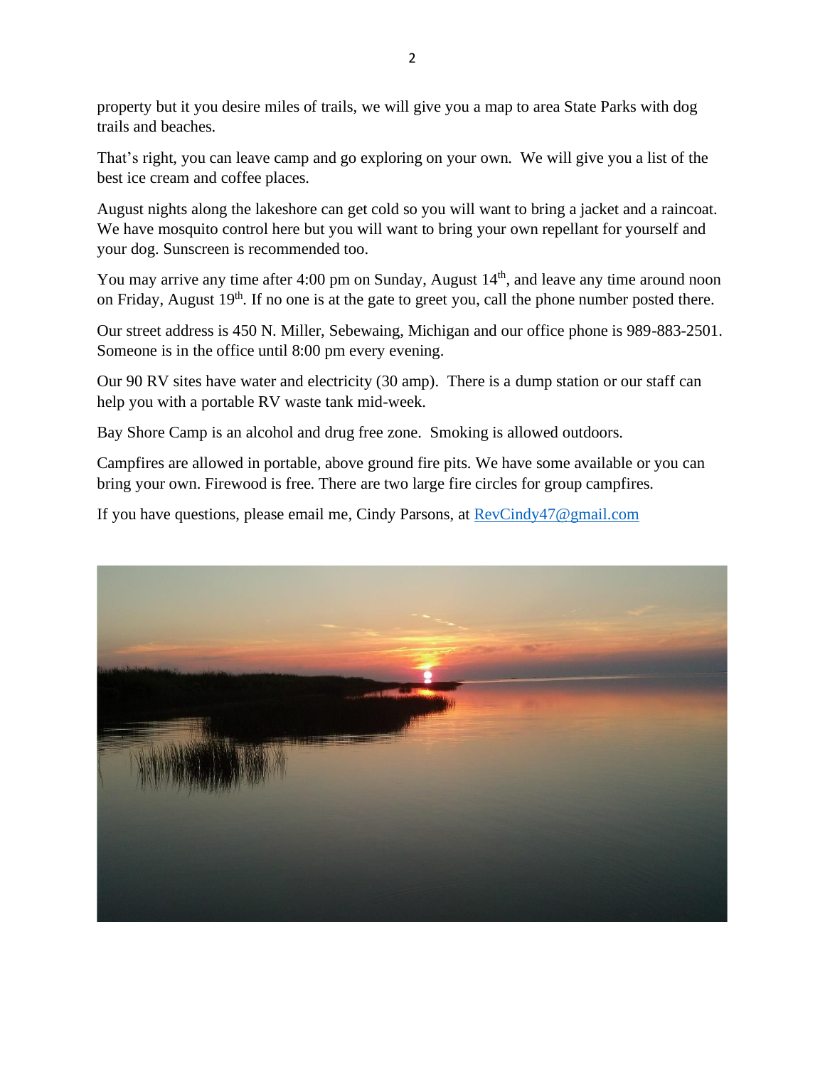property but it you desire miles of trails, we will give you a map to area State Parks with dog trails and beaches.

That's right, you can leave camp and go exploring on your own. We will give you a list of the best ice cream and coffee places.

August nights along the lakeshore can get cold so you will want to bring a jacket and a raincoat. We have mosquito control here but you will want to bring your own repellant for yourself and your dog. Sunscreen is recommended too.

You may arrive any time after 4:00 pm on Sunday, August 14th, and leave any time around noon on Friday, August 19th. If no one is at the gate to greet you, call the phone number posted there.

Our street address is 450 N. Miller, Sebewaing, Michigan and our office phone is 989-883-2501. Someone is in the office until 8:00 pm every evening.

Our 90 RV sites have water and electricity (30 amp). There is a dump station or our staff can help you with a portable RV waste tank mid-week.

Bay Shore Camp is an alcohol and drug free zone. Smoking is allowed outdoors.

Campfires are allowed in portable, above ground fire pits. We have some available or you can bring your own. Firewood is free. There are two large fire circles for group campfires.

If you have questions, please email me, Cindy Parsons, at RevCindy47@gmail.com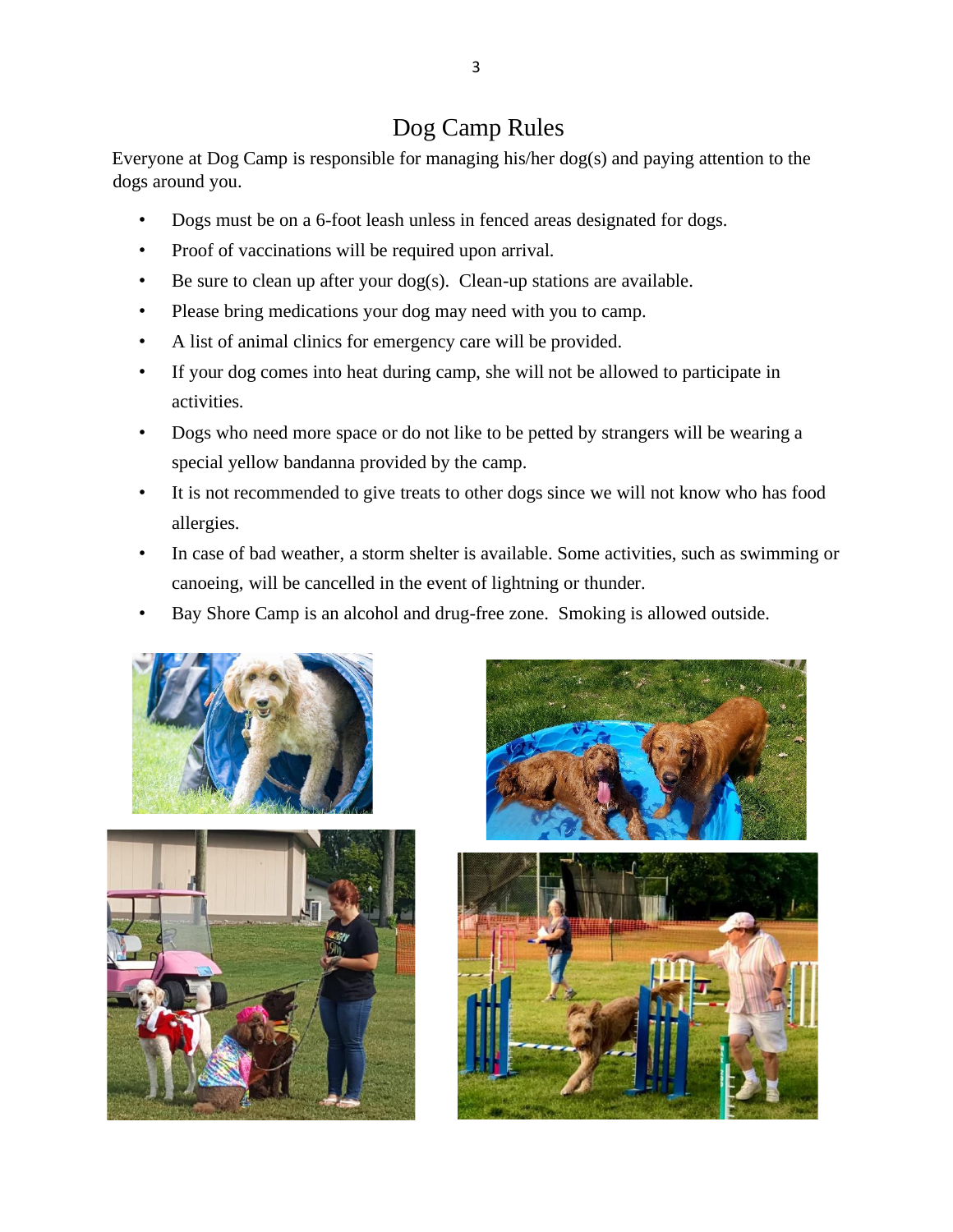# Dog Camp Rules

Everyone at Dog Camp is responsible for managing his/her dog(s) and paying attention to the dogs around you.

- Dogs must be on a 6-foot leash unless in fenced areas designated for dogs.
- Proof of vaccinations will be required upon arrival.
- Be sure to clean up after your dog(s). Clean-up stations are available.
- Please bring medications your dog may need with you to camp.
- A list of animal clinics for emergency care will be provided.
- If your dog comes into heat during camp, she will not be allowed to participate in activities.
- Dogs who need more space or do not like to be petted by strangers will be wearing a special yellow bandanna provided by the camp.
- It is not recommended to give treats to other dogs since we will not know who has food allergies.
- In case of bad weather, a storm shelter is available. Some activities, such as swimming or canoeing, will be cancelled in the event of lightning or thunder.
- Bay Shore Camp is an alcohol and drug-free zone. Smoking is allowed outside.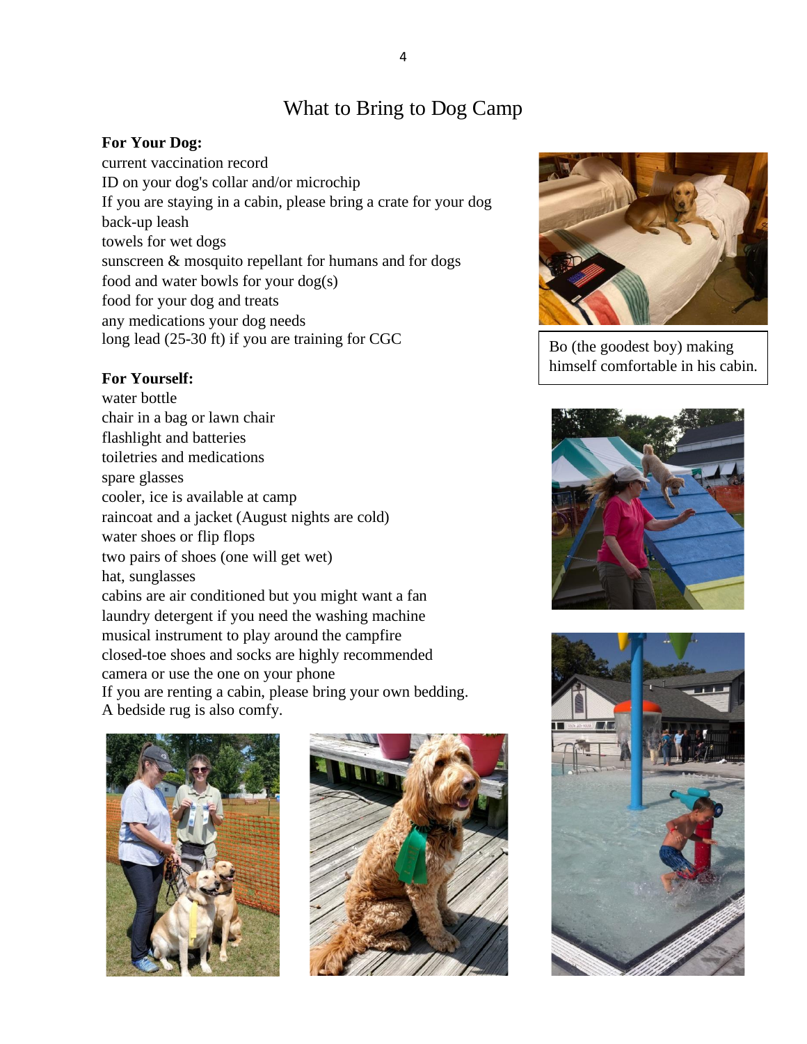# What to Bring to Dog Camp

**For Your Dog:**

current vaccination record
ID on your dog's collar and/or microchip
If you are staying in a cabin, please bring a crate for your dog
back-up leash
towels for wet dogs
sunscreen & mosquito repellant for humans and for dogs
food and water bowls for your dog(s)
food for your dog and treats
any medications your dog needs
long lead (25-30 ft) if you are training for CGC

Bo (the goodest boy) making himself comfortable in his cabin.

**For Yourself:**

water bottle
chair in a bag or lawn chair
flashlight and batteries
toiletries and medications
spare glasses
cooler, ice is available at camp
raincoat and a jacket (August nights are cold)
water shoes or flip flops
two pairs of shoes (one will get wet)
hat, sunglasses
cabins are air conditioned but you might want a fan
laundry detergent if you need the washing machine
musical instrument to play around the campfire
closed-toe shoes and socks are highly recommended
camera or use the one on your phone
If you are renting a cabin, please bring your own bedding.
A bedside rug is also comfy.